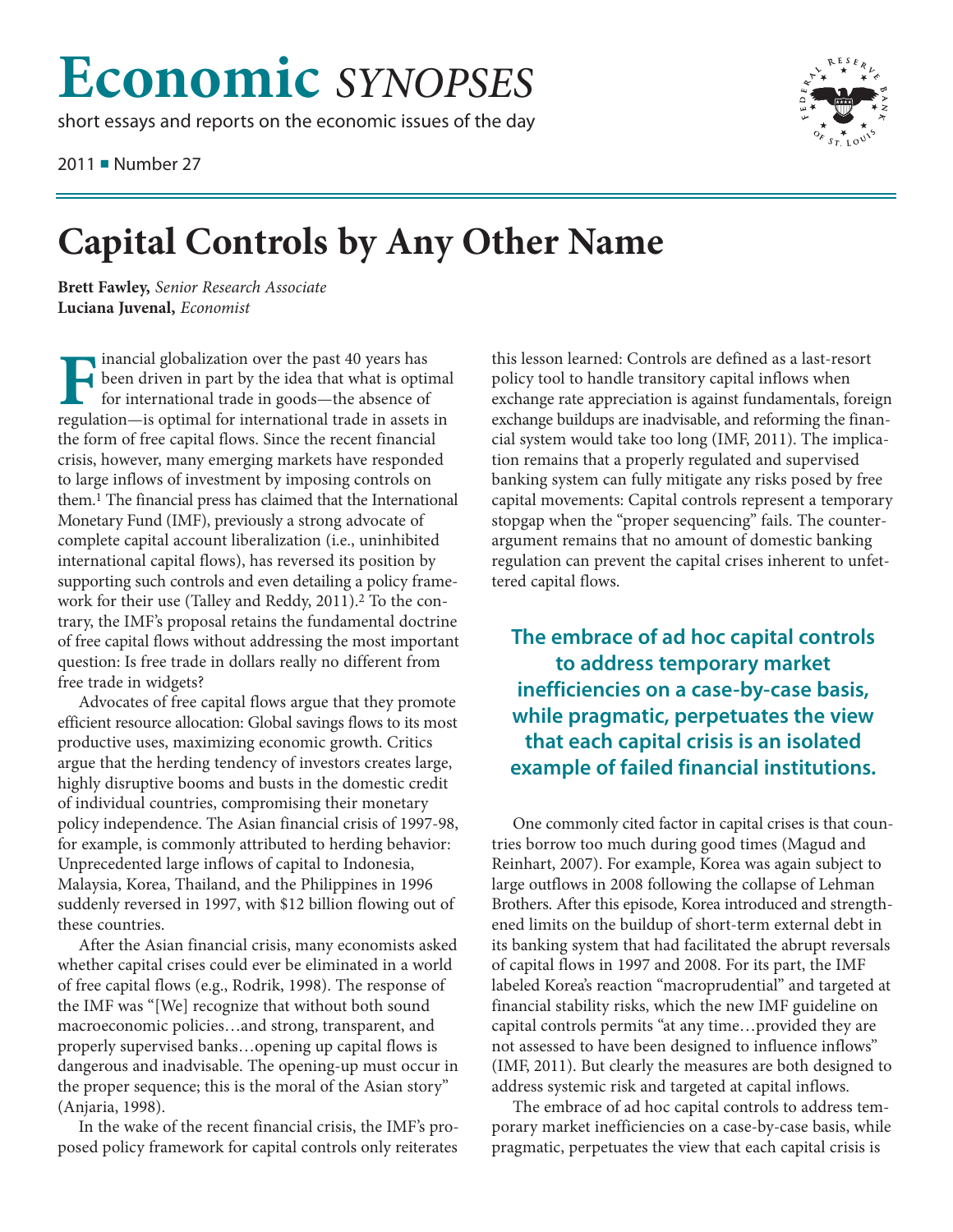# Economic *SYNOPSES*

short essays and reports on the economic issues of the day

2011 ■ Number 27

# Capital Controls by Any Other Name

**Brett Fawley,** *Senior Research Associate*
**Luciana Juvenal,** *Economist*

Financial globalization over the past 40 years has been driven in part by the idea that what is optimal for international trade in goods—the absence of regulation—is optimal for international trade in assets in the form of free capital flows. Since the recent financial crisis, however, many emerging markets have responded to large inflows of investment by imposing controls on them.[1] The financial press has claimed that the International Monetary Fund (IMF), previously a strong advocate of complete capital account liberalization (i.e., uninhibited international capital flows), has reversed its position by supporting such controls and even detailing a policy framework for their use (Talley and Reddy, 2011).[2] To the contrary, the IMF's proposal retains the fundamental doctrine of free capital flows without addressing the most important question: Is free trade in dollars really no different from free trade in widgets?

Advocates of free capital flows argue that they promote efficient resource allocation: Global savings flows to its most productive uses, maximizing economic growth. Critics argue that the herding tendency of investors creates large, highly disruptive booms and busts in the domestic credit of individual countries, compromising their monetary policy independence. The Asian financial crisis of 1997-98, for example, is commonly attributed to herding behavior: Unprecedented large inflows of capital to Indonesia, Malaysia, Korea, Thailand, and the Philippines in 1996 suddenly reversed in 1997, with $12 billion flowing out of these countries.

After the Asian financial crisis, many economists asked whether capital crises could ever be eliminated in a world of free capital flows (e.g., Rodrik, 1998). The response of the IMF was "[We] recognize that without both sound macroeconomic policies…and strong, transparent, and properly supervised banks…opening up capital flows is dangerous and inadvisable. The opening-up must occur in the proper sequence; this is the moral of the Asian story" (Anjaria, 1998).

In the wake of the recent financial crisis, the IMF's proposed policy framework for capital controls only reiterates this lesson learned: Controls are defined as a last-resort policy tool to handle transitory capital inflows when exchange rate appreciation is against fundamentals, foreign exchange buildups are inadvisable, and reforming the financial system would take too long (IMF, 2011). The implication remains that a properly regulated and supervised banking system can fully mitigate any risks posed by free capital movements: Capital controls represent a temporary stopgap when the "proper sequencing" fails. The counterargument remains that no amount of domestic banking regulation can prevent the capital crises inherent to unfettered capital flows.

**The embrace of ad hoc capital controls to address temporary market inefficiencies on a case-by-case basis, while pragmatic, perpetuates the view that each capital crisis is an isolated example of failed financial institutions.**

One commonly cited factor in capital crises is that countries borrow too much during good times (Magud and Reinhart, 2007). For example, Korea was again subject to large outflows in 2008 following the collapse of Lehman Brothers. After this episode, Korea introduced and strengthened limits on the buildup of short-term external debt in its banking system that had facilitated the abrupt reversals of capital flows in 1997 and 2008. For its part, the IMF labeled Korea's reaction "macroprudential" and targeted at financial stability risks, which the new IMF guideline on capital controls permits "at any time…provided they are not assessed to have been designed to influence inflows" (IMF, 2011). But clearly the measures are both designed to address systemic risk and targeted at capital inflows.

The embrace of ad hoc capital controls to address temporary market inefficiencies on a case-by-case basis, while pragmatic, perpetuates the view that each capital crisis is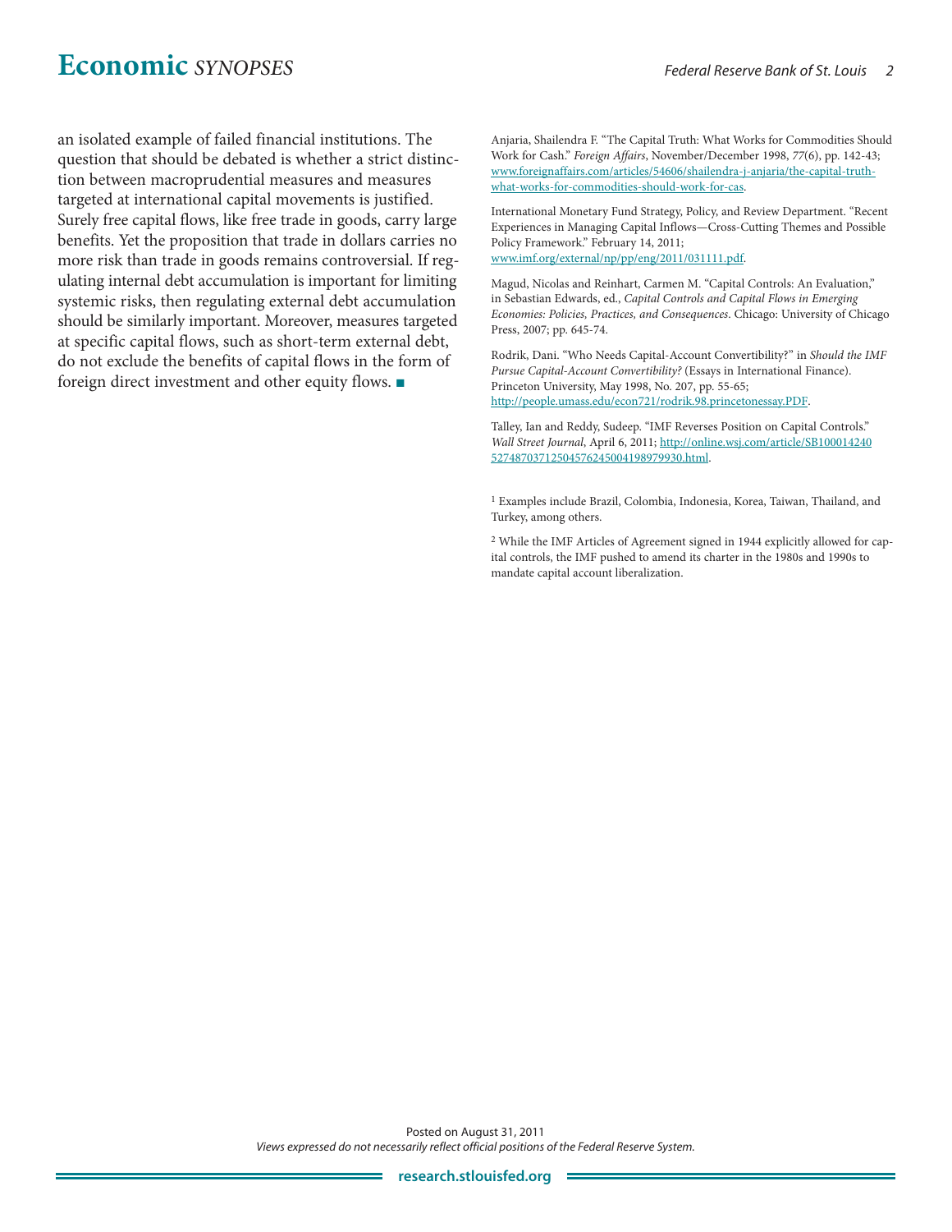an isolated example of failed financial institutions. The question that should be debated is whether a strict distinction between macroprudential measures and measures targeted at international capital movements is justified. Surely free capital flows, like free trade in goods, carry large benefits. Yet the proposition that trade in dollars carries no more risk than trade in goods remains controversial. If regulating internal debt accumulation is important for limiting systemic risks, then regulating external debt accumulation should be similarly important. Moreover, measures targeted at specific capital flows, such as short-term external debt, do not exclude the benefits of capital flows in the form of foreign direct investment and other equity flows. ■

Anjaria, Shailendra F. "The Capital Truth: What Works for Commodities Should Work for Cash." *Foreign Affairs*, November/December 1998, *77*(6), pp. 142-43; www.foreignaffairs.com/articles/54606/shailendra-j-anjaria/the-capital-truth-what-works-for-commodities-should-work-for-cas.

International Monetary Fund Strategy, Policy, and Review Department. "Recent Experiences in Managing Capital Inflows—Cross-Cutting Themes and Possible Policy Framework." February 14, 2011; www.imf.org/external/np/pp/eng/2011/031111.pdf.

Magud, Nicolas and Reinhart, Carmen M. "Capital Controls: An Evaluation," in Sebastian Edwards, ed., *Capital Controls and Capital Flows in Emerging Economies: Policies, Practices, and Consequences*. Chicago: University of Chicago Press, 2007; pp. 645-74.

Rodrik, Dani. "Who Needs Capital-Account Convertibility?" in *Should the IMF Pursue Capital-Account Convertibility?* (Essays in International Finance). Princeton University, May 1998, No. 207, pp. 55-65; http://people.umass.edu/econ721/rodrik.98.princetonessay.PDF.

Talley, Ian and Reddy, Sudeep. "IMF Reverses Position on Capital Controls." *Wall Street Journal*, April 6, 2011; http://online.wsj.com/article/SB10001424052748703712504576245004198979930.html.

[1] Examples include Brazil, Colombia, Indonesia, Korea, Taiwan, Thailand, and Turkey, among others.

[2] While the IMF Articles of Agreement signed in 1944 explicitly allowed for capital controls, the IMF pushed to amend its charter in the 1980s and 1990s to mandate capital account liberalization.

Posted on August 31, 2011

*Views expressed do not necessarily reflect official positions of the Federal Reserve System.*